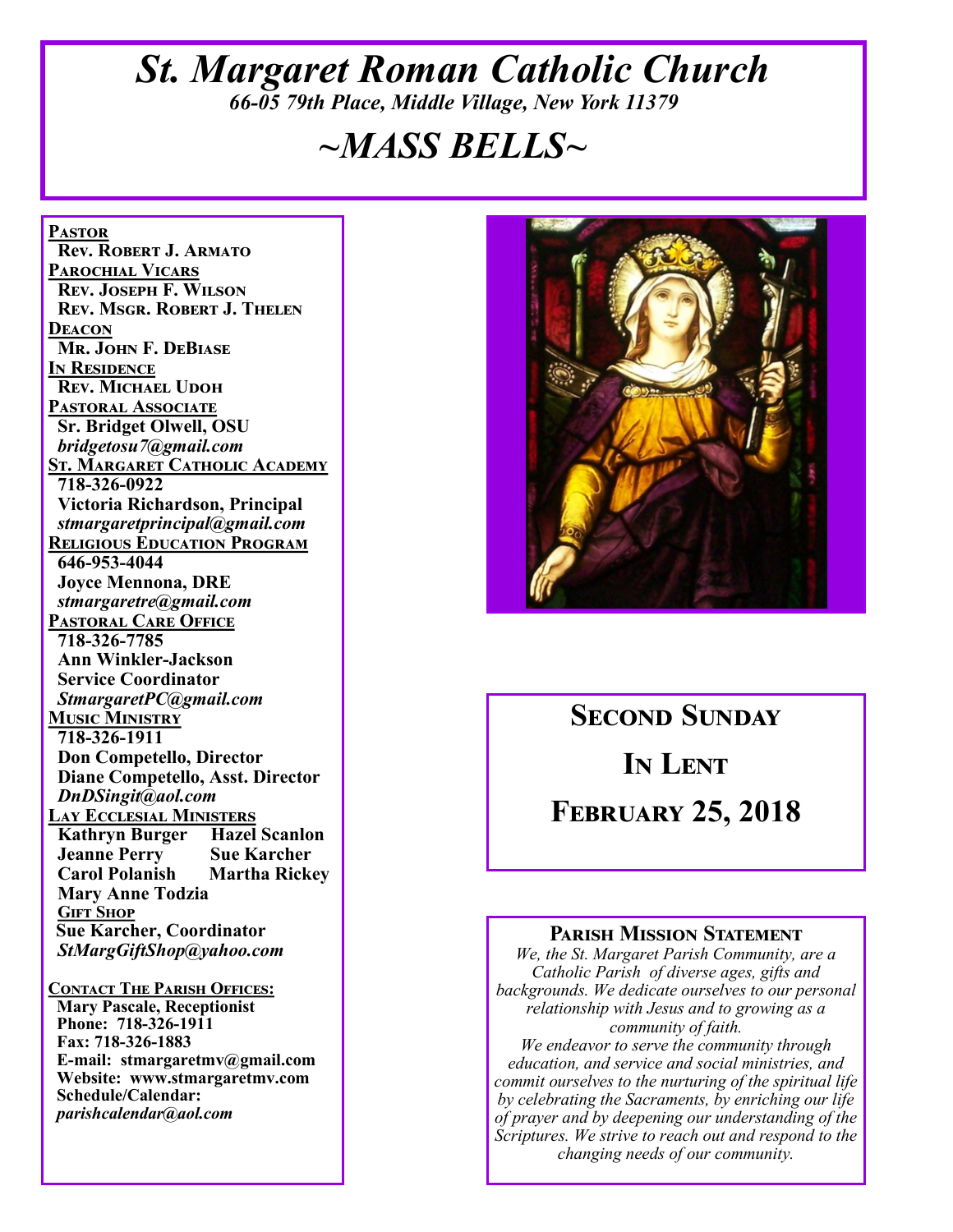# St. Margaret Roman Catholic Church

*66-05 79th Place, Middle Village, New York 11379*

# *~MASS BELLS~*

**Pastor**
Rev. Robert J. Armato

**Parochial Vicars**
Rev. Joseph F. Wilson
Rev. Msgr. Robert J. Thelen

**Deacon**
Mr. John F. DeBiase

**In Residence**
Rev. Michael Udoh

**Pastoral Associate**
Sr. Bridget Olwell, OSU
*bridgetosu7@gmail.com*

**St. Margaret Catholic Academy**
718-326-0922
Victoria Richardson, Principal
*stmargaretprincipal@gmail.com*

**Religious Education Program**
646-953-4044
Joyce Mennona, DRE
*stmargaretre@gmail.com*

**Pastoral Care Office**
718-326-7785
Ann Winkler-Jackson
Service Coordinator
*StmargaretPC@gmail.com*

**Music Ministry**
718-326-1911
Don Competello, Director
Diane Competello, Asst. Director
*DnDSingit@aol.com*

**Lay Ecclesial Ministers**
Kathryn Burger, Hazel Scanlon
Jeanne Perry, Sue Karcher
Carol Polanish, Martha Rickey
Mary Anne Todzia

**Gift Shop**
Sue Karcher, Coordinator
*StMargGiftShop@yahoo.com*

**Contact The Parish Offices:**
Mary Pascale, Receptionist
Phone: 718-326-1911
Fax: 718-326-1883
E-mail: stmargaretmv@gmail.com
Website: www.stmargaretmv.com
Schedule/Calendar:
*parishcalendar@aol.com*

## Second Sunday In Lent
## February 25, 2018

### Parish Mission Statement

*We, the St. Margaret Parish Community, are a Catholic Parish of diverse ages, gifts and backgrounds. We dedicate ourselves to our personal relationship with Jesus and to growing as a community of faith.*
*We endeavor to serve the community through education, and service and social ministries, and commit ourselves to the nurturing of the spiritual life by celebrating the Sacraments, by enriching our life of prayer and by deepening our understanding of the Scriptures. We strive to reach out and respond to the changing needs of our community.*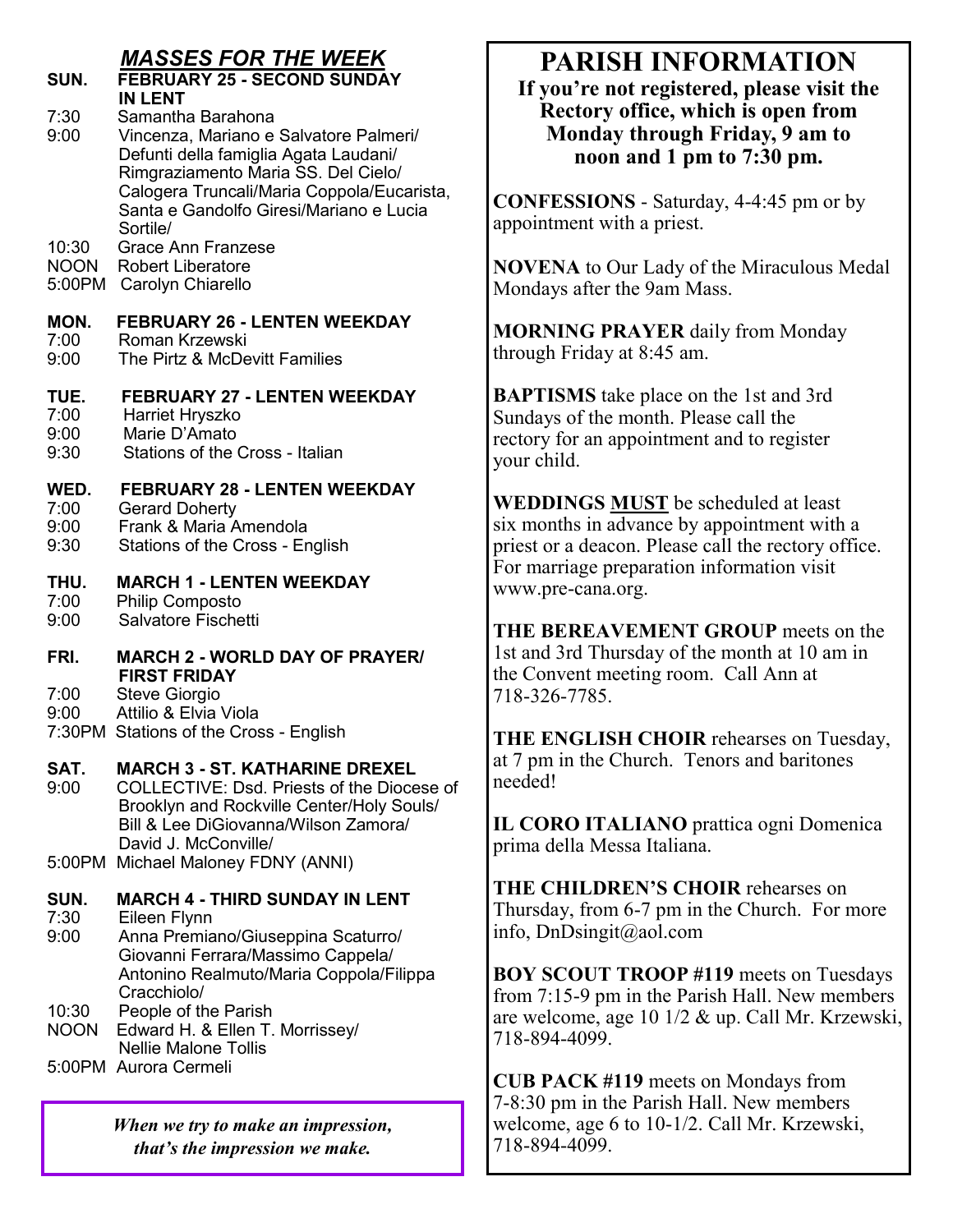## *MASSES FOR THE WEEK*

**SUN. FEBRUARY 25 - SECOND SUNDAY IN LENT**

7:30 Samantha Barahona
9:00 Vincenza, Mariano e Salvatore Palmeri/ Defunti della famiglia Agata Laudani/ Rimgraziamento Maria SS. Del Cielo/ Calogera Truncali/Maria Coppola/Eucarista, Santa e Gandolfo Giresi/Mariano e Lucia Sortile/
10:30 Grace Ann Franzese
NOON Robert Liberatore
5:00PM Carolyn Chiarello

**MON. FEBRUARY 26 - LENTEN WEEKDAY**

7:00 Roman Krzewski
9:00 The Pirtz & McDevitt Families

**TUE. FEBRUARY 27 - LENTEN WEEKDAY**

7:00 Harriet Hryszko
9:00 Marie D'Amato
9:30 Stations of the Cross - Italian

**WED. FEBRUARY 28 - LENTEN WEEKDAY**

7:00 Gerard Doherty
9:00 Frank & Maria Amendola
9:30 Stations of the Cross - English

**THU. MARCH 1 - LENTEN WEEKDAY**

7:00 Philip Composto
9:00 Salvatore Fischetti

**FRI. MARCH 2 - WORLD DAY OF PRAYER/ FIRST FRIDAY**

7:00 Steve Giorgio
9:00 Attilio & Elvia Viola
7:30PM Stations of the Cross - English

**SAT. MARCH 3 - ST. KATHARINE DREXEL**

9:00 COLLECTIVE: Dsd. Priests of the Diocese of Brooklyn and Rockville Center/Holy Souls/ Bill & Lee DiGiovanna/Wilson Zamora/ David J. McConville/
5:00PM Michael Maloney FDNY (ANNI)

**SUN. MARCH 4 - THIRD SUNDAY IN LENT**

7:30 Eileen Flynn
9:00 Anna Premiano/Giuseppina Scaturro/ Giovanni Ferrara/Massimo Cappela/ Antonino Realmuto/Maria Coppola/Filippa Cracchiolo/
10:30 People of the Parish
NOON Edward H. & Ellen T. Morrissey/ Nellie Malone Tollis
5:00PM Aurora Cermeli

***When we try to make an impression, that's the impression we make.***

# PARISH INFORMATION

**If you're not registered, please visit the Rectory office, which is open from Monday through Friday, 9 am to noon and 1 pm to 7:30 pm.**

**CONFESSIONS** - Saturday, 4-4:45 pm or by appointment with a priest.

**NOVENA** to Our Lady of the Miraculous Medal Mondays after the 9am Mass.

**MORNING PRAYER** daily from Monday through Friday at 8:45 am.

**BAPTISMS** take place on the 1st and 3rd Sundays of the month. Please call the rectory for an appointment and to register your child.

**WEDDINGS <u>MUST</u>** be scheduled at least six months in advance by appointment with a priest or a deacon. Please call the rectory office. For marriage preparation information visit www.pre-cana.org.

**THE BEREAVEMENT GROUP** meets on the 1st and 3rd Thursday of the month at 10 am in the Convent meeting room. Call Ann at 718-326-7785.

**THE ENGLISH CHOIR** rehearses on Tuesday, at 7 pm in the Church. Tenors and baritones needed!

**IL CORO ITALIANO** prattica ogni Domenica prima della Messa Italiana.

**THE CHILDREN'S CHOIR** rehearses on Thursday, from 6-7 pm in the Church. For more info, DnDsingit@aol.com

**BOY SCOUT TROOP #119** meets on Tuesdays from 7:15-9 pm in the Parish Hall. New members are welcome, age 10 1/2 & up. Call Mr. Krzewski, 718-894-4099.

**CUB PACK #119** meets on Mondays from 7-8:30 pm in the Parish Hall. New members welcome, age 6 to 10-1/2. Call Mr. Krzewski, 718-894-4099.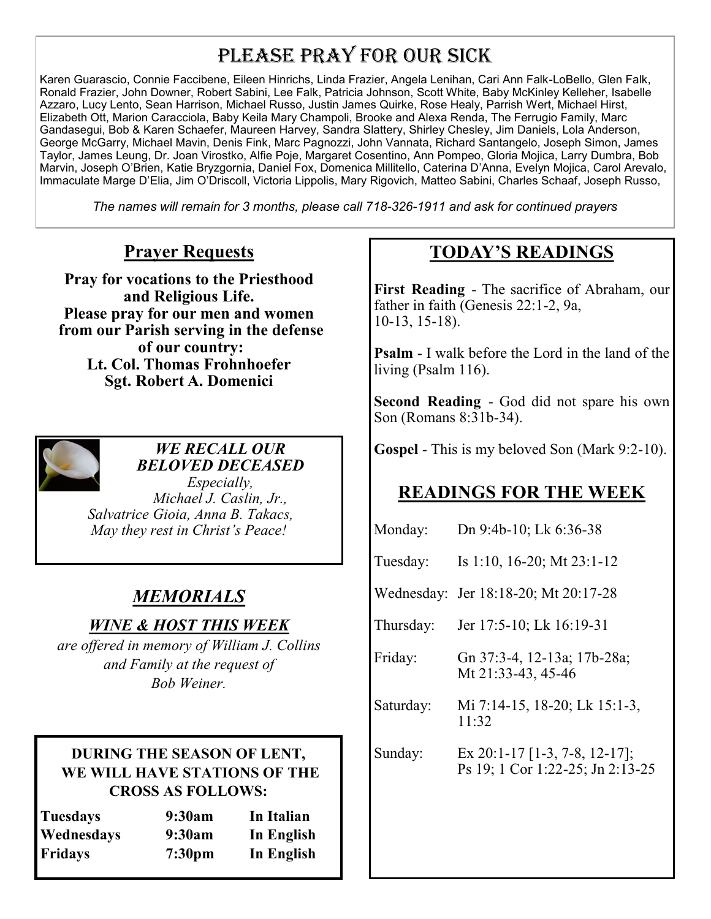# Please Pray for Our Sick

Karen Guarascio, Connie Faccibene, Eileen Hinrichs, Linda Frazier, Angela Lenihan, Cari Ann Falk-LoBello, Glen Falk, Ronald Frazier, John Downer, Robert Sabini, Lee Falk, Patricia Johnson, Scott White, Baby McKinley Kelleher, Isabelle Azzaro, Lucy Lento, Sean Harrison, Michael Russo, Justin James Quirke, Rose Healy, Parrish Wert, Michael Hirst, Elizabeth Ott, Marion Caracciola, Baby Keila Mary Champoli, Brooke and Alexa Renda, The Ferrugio Family, Marc Gandasegui, Bob & Karen Schaefer, Maureen Harvey, Sandra Slattery, Shirley Chesley, Jim Daniels, Lola Anderson, George McGarry, Michael Mavin, Denis Fink, Marc Pagnozzi, John Vannata, Richard Santangelo, Joseph Simon, James Taylor, James Leung, Dr. Joan Virostko, Alfie Poje, Margaret Cosentino, Ann Pompeo, Gloria Mojica, Larry Dumbra, Bob Marvin, Joseph O'Brien, Katie Bryzgornia, Daniel Fox, Domenica Millitello, Caterina D'Anna, Evelyn Mojica, Carol Arevalo, Immaculate Marge D'Elia, Jim O'Driscoll, Victoria Lippolis, Mary Rigovich, Matteo Sabini, Charles Schaaf, Joseph Russo,

*The names will remain for 3 months, please call 718-326-1911 and ask for continued prayers*

## Prayer Requests

**Pray for vocations to the Priesthood and Religious Life.**
**Please pray for our men and women from our Parish serving in the defense of our country:**
**Lt. Col. Thomas Frohnhoefer**
**Sgt. Robert A. Domenici**

***WE RECALL OUR BELOVED DECEASED***

*Especially,*
*Michael J. Caslin, Jr., Salvatrice Gioia, Anna B. Takacs,*
*May they rest in Christ's Peace!*

## *MEMORIALS*

### *WINE & HOST THIS WEEK*

*are offered in memory of William J. Collins and Family at the request of Bob Weiner.*

**DURING THE SEASON OF LENT, WE WILL HAVE STATIONS OF THE CROSS AS FOLLOWS:**

| | | |
|---|---|---|
| **Tuesdays** | **9:30am** | **In Italian** |
| **Wednesdays** | **9:30am** | **In English** |
| **Fridays** | **7:30pm** | **In English** |

## TODAY'S READINGS

**First Reading** - The sacrifice of Abraham, our father in faith (Genesis 22:1-2, 9a, 10-13, 15-18).

**Psalm** - I walk before the Lord in the land of the living (Psalm 116).

**Second Reading** - God did not spare his own Son (Romans 8:31b-34).

**Gospel** - This is my beloved Son (Mark 9:2-10).

## READINGS FOR THE WEEK

| | |
|---|---|
| Monday: | Dn 9:4b-10; Lk 6:36-38 |
| Tuesday: | Is 1:10, 16-20; Mt 23:1-12 |
| Wednesday: | Jer 18:18-20; Mt 20:17-28 |
| Thursday: | Jer 17:5-10; Lk 16:19-31 |
| Friday: | Gn 37:3-4, 12-13a; 17b-28a; Mt 21:33-43, 45-46 |
| Saturday: | Mi 7:14-15, 18-20; Lk 15:1-3, 11:32 |
| Sunday: | Ex 20:1-17 [1-3, 7-8, 12-17]; Ps 19; 1 Cor 1:22-25; Jn 2:13-25 |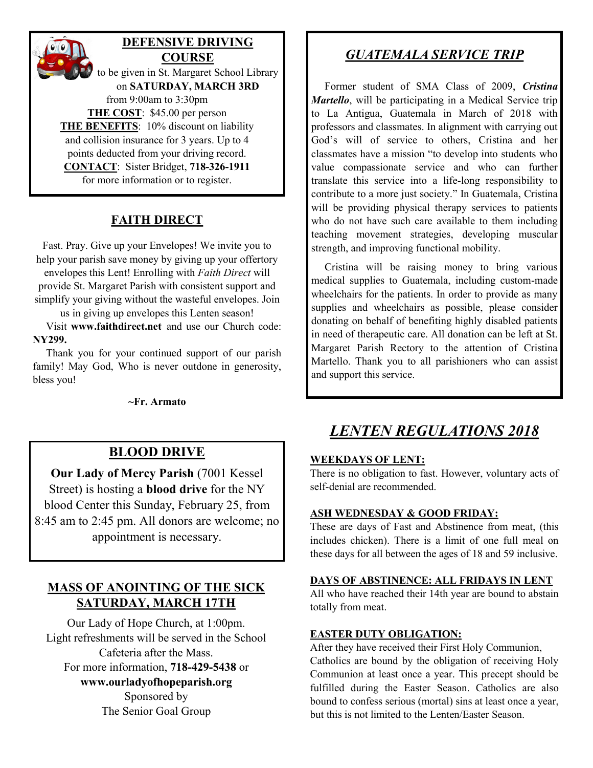## DEFENSIVE DRIVING COURSE

to be given in St. Margaret School Library on **SATURDAY, MARCH 3RD** from 9:00am to 3:30pm

**THE COST**: $45.00 per person

**THE BENEFITS**: 10% discount on liability and collision insurance for 3 years. Up to 4 points deducted from your driving record.

**CONTACT**: Sister Bridget, **718-326-1911** for more information or to register.

## FAITH DIRECT

Fast. Pray. Give up your Envelopes! We invite you to help your parish save money by giving up your offertory envelopes this Lent! Enrolling with *Faith Direct* will provide St. Margaret Parish with consistent support and simplify your giving without the wasteful envelopes. Join us in giving up envelopes this Lenten season!

Visit **www.faithdirect.net** and use our Church code: **NY299.**

Thank you for your continued support of our parish family! May God, Who is never outdone in generosity, bless you!

**~Fr. Armato**

## BLOOD DRIVE

**Our Lady of Mercy Parish** (7001 Kessel Street) is hosting a **blood drive** for the NY blood Center this Sunday, February 25, from 8:45 am to 2:45 pm. All donors are welcome; no appointment is necessary.

## MASS OF ANOINTING OF THE SICK SATURDAY, MARCH 17TH

Our Lady of Hope Church, at 1:00pm.
Light refreshments will be served in the School Cafeteria after the Mass.
For more information, **718-429-5438** or **www.ourladyofhopeparish.org**
Sponsored by
The Senior Goal Group

## *GUATEMALA SERVICE TRIP*

Former student of SMA Class of 2009, ***Cristina Martello***, will be participating in a Medical Service trip to La Antigua, Guatemala in March of 2018 with professors and classmates. In alignment with carrying out God's will of service to others, Cristina and her classmates have a mission "to develop into students who value compassionate service and who can further translate this service into a life-long responsibility to contribute to a more just society." In Guatemala, Cristina will be providing physical therapy services to patients who do not have such care available to them including teaching movement strategies, developing muscular strength, and improving functional mobility.

Cristina will be raising money to bring various medical supplies to Guatemala, including custom-made wheelchairs for the patients. In order to provide as many supplies and wheelchairs as possible, please consider donating on behalf of benefiting highly disabled patients in need of therapeutic care. All donation can be left at St. Margaret Parish Rectory to the attention of Cristina Martello. Thank you to all parishioners who can assist and support this service.

## *LENTEN REGULATIONS 2018*

**WEEKDAYS OF LENT:**
There is no obligation to fast. However, voluntary acts of self-denial are recommended.

**ASH WEDNESDAY & GOOD FRIDAY:**
These are days of Fast and Abstinence from meat, (this includes chicken). There is a limit of one full meal on these days for all between the ages of 18 and 59 inclusive.

**DAYS OF ABSTINENCE: ALL FRIDAYS IN LENT**
All who have reached their 14th year are bound to abstain totally from meat.

**EASTER DUTY OBLIGATION:**
After they have received their First Holy Communion, Catholics are bound by the obligation of receiving Holy Communion at least once a year. This precept should be fulfilled during the Easter Season. Catholics are also bound to confess serious (mortal) sins at least once a year, but this is not limited to the Lenten/Easter Season.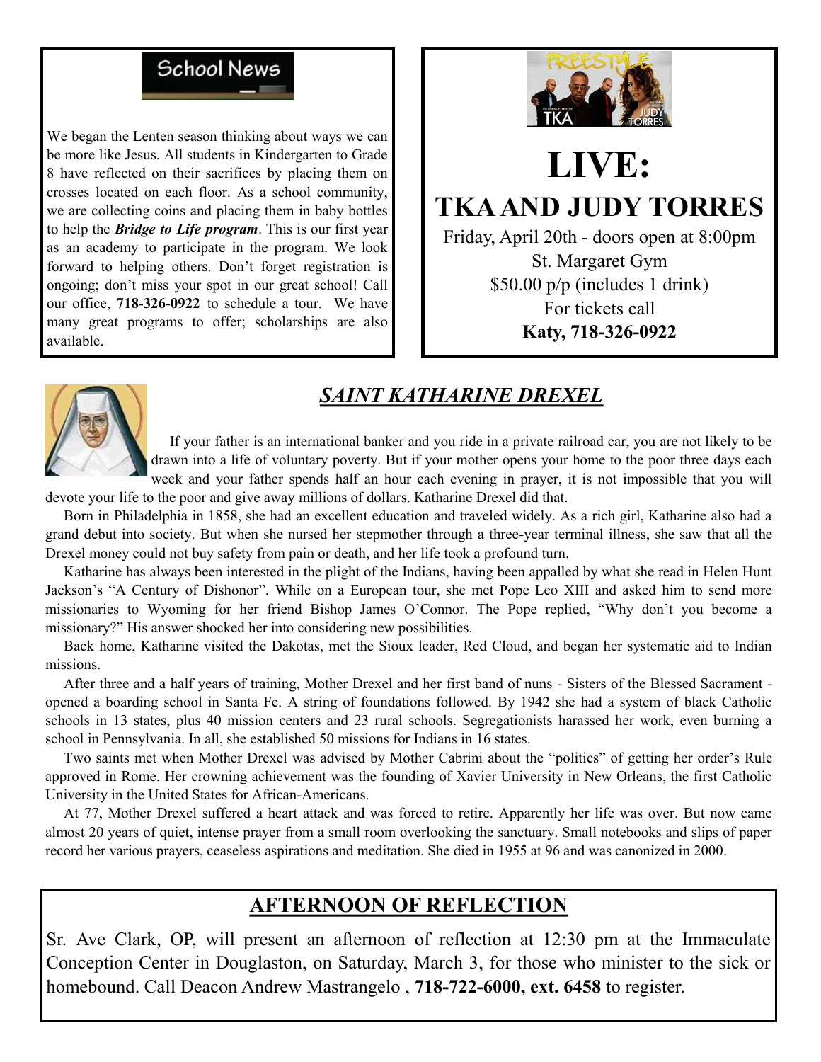## School News

We began the Lenten season thinking about ways we can be more like Jesus. All students in Kindergarten to Grade 8 have reflected on their sacrifices by placing them on crosses located on each floor. As a school community, we are collecting coins and placing them in baby bottles to help the ***Bridge to Life program***. This is our first year as an academy to participate in the program. We look forward to helping others. Don't forget registration is ongoing; don't miss your spot in our great school! Call our office, **718-326-0922** to schedule a tour. We have many great programs to offer; scholarships are also available.

# LIVE:

## TKA AND JUDY TORRES

Friday, April 20th - doors open at 8:00pm
St. Margaret Gym
$50.00 p/p (includes 1 drink)
For tickets call
**Katy, 718-326-0922**

## *SAINT KATHARINE DREXEL*

If your father is an international banker and you ride in a private railroad car, you are not likely to be drawn into a life of voluntary poverty. But if your mother opens your home to the poor three days each week and your father spends half an hour each evening in prayer, it is not impossible that you will devote your life to the poor and give away millions of dollars. Katharine Drexel did that.

Born in Philadelphia in 1858, she had an excellent education and traveled widely. As a rich girl, Katharine also had a grand debut into society. But when she nursed her stepmother through a three-year terminal illness, she saw that all the Drexel money could not buy safety from pain or death, and her life took a profound turn.

Katharine has always been interested in the plight of the Indians, having been appalled by what she read in Helen Hunt Jackson's "A Century of Dishonor". While on a European tour, she met Pope Leo XIII and asked him to send more missionaries to Wyoming for her friend Bishop James O'Connor. The Pope replied, "Why don't you become a missionary?" His answer shocked her into considering new possibilities.

Back home, Katharine visited the Dakotas, met the Sioux leader, Red Cloud, and began her systematic aid to Indian missions.

After three and a half years of training, Mother Drexel and her first band of nuns - Sisters of the Blessed Sacrament - opened a boarding school in Santa Fe. A string of foundations followed. By 1942 she had a system of black Catholic schools in 13 states, plus 40 mission centers and 23 rural schools. Segregationists harassed her work, even burning a school in Pennsylvania. In all, she established 50 missions for Indians in 16 states.

Two saints met when Mother Drexel was advised by Mother Cabrini about the "politics" of getting her order's Rule approved in Rome. Her crowning achievement was the founding of Xavier University in New Orleans, the first Catholic University in the United States for African-Americans.

At 77, Mother Drexel suffered a heart attack and was forced to retire. Apparently her life was over. But now came almost 20 years of quiet, intense prayer from a small room overlooking the sanctuary. Small notebooks and slips of paper record her various prayers, ceaseless aspirations and meditation. She died in 1955 at 96 and was canonized in 2000.

## AFTERNOON OF REFLECTION

Sr. Ave Clark, OP, will present an afternoon of reflection at 12:30 pm at the Immaculate Conception Center in Douglaston, on Saturday, March 3, for those who minister to the sick or homebound. Call Deacon Andrew Mastrangelo , **718-722-6000, ext. 6458** to register.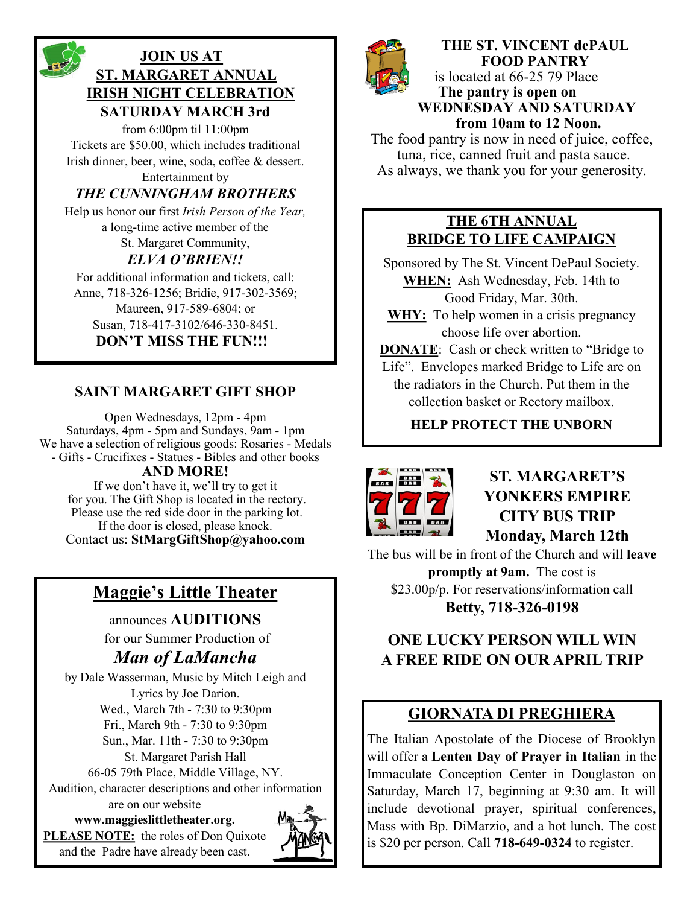## JOIN US AT ST. MARGARET ANNUAL IRISH NIGHT CELEBRATION

**SATURDAY MARCH 3rd**

from 6:00pm til 11:00pm

Tickets are $50.00, which includes traditional Irish dinner, beer, wine, soda, coffee & dessert.

Entertainment by

***THE CUNNINGHAM BROTHERS***

Help us honor our first *Irish Person of the Year,* a long-time active member of the St. Margaret Community,

***ELVA O'BRIEN!!***

For additional information and tickets, call: Anne, 718-326-1256; Bridie, 917-302-3569; Maureen, 917-589-6804; or Susan, 718-417-3102/646-330-8451.

**DON'T MISS THE FUN!!!**

## SAINT MARGARET GIFT SHOP

Open Wednesdays, 12pm - 4pm
Saturdays, 4pm - 5pm and Sundays, 9am - 1pm
We have a selection of religious goods: Rosaries - Medals - Gifts - Crucifixes - Statues - Bibles and other books

**AND MORE!**

If we don't have it, we'll try to get it for you. The Gift Shop is located in the rectory. Please use the red side door in the parking lot. If the door is closed, please knock.
Contact us: **StMargGiftShop@yahoo.com**

## Maggie's Little Theater

announces **AUDITIONS** for our Summer Production of

### *Man of LaMancha*

by Dale Wasserman, Music by Mitch Leigh and Lyrics by Joe Darion.

Wed., March 7th - 7:30 to 9:30pm
Fri., March 9th - 7:30 to 9:30pm
Sun., Mar. 11th - 7:30 to 9:30pm
St. Margaret Parish Hall
66-05 79th Place, Middle Village, NY.

Audition, character descriptions and other information are on our website **www.maggieslittletheater.org.**

**PLEASE NOTE:** the roles of Don Quixote and the Padre have already been cast.

## THE ST. VINCENT dePAUL FOOD PANTRY

is located at 66-25 79 Place
**The pantry is open on WEDNESDAY AND SATURDAY from 10am to 12 Noon.**

The food pantry is now in need of juice, coffee, tuna, rice, canned fruit and pasta sauce.
As always, we thank you for your generosity.

## THE 6TH ANNUAL BRIDGE TO LIFE CAMPAIGN

Sponsored by The St. Vincent DePaul Society.

**WHEN:** Ash Wednesday, Feb. 14th to Good Friday, Mar. 30th.

**WHY:** To help women in a crisis pregnancy choose life over abortion.

**DONATE**: Cash or check written to "Bridge to Life". Envelopes marked Bridge to Life are on the radiators in the Church. Put them in the collection basket or Rectory mailbox.

**HELP PROTECT THE UNBORN**

## ST. MARGARET'S YONKERS EMPIRE CITY BUS TRIP

**Monday, March 12th**

The bus will be in front of the Church and will **leave promptly at 9am.** The cost is $23.00p/p. For reservations/information call **Betty, 718-326-0198**

**ONE LUCKY PERSON WILL WIN A FREE RIDE ON OUR APRIL TRIP**

## GIORNATA DI PREGHIERA

The Italian Apostolate of the Diocese of Brooklyn will offer a **Lenten Day of Prayer in Italian** in the Immaculate Conception Center in Douglaston on Saturday, March 17, beginning at 9:30 am. It will include devotional prayer, spiritual conferences, Mass with Bp. DiMarzio, and a hot lunch. The cost is $20 per person. Call **718-649-0324** to register.